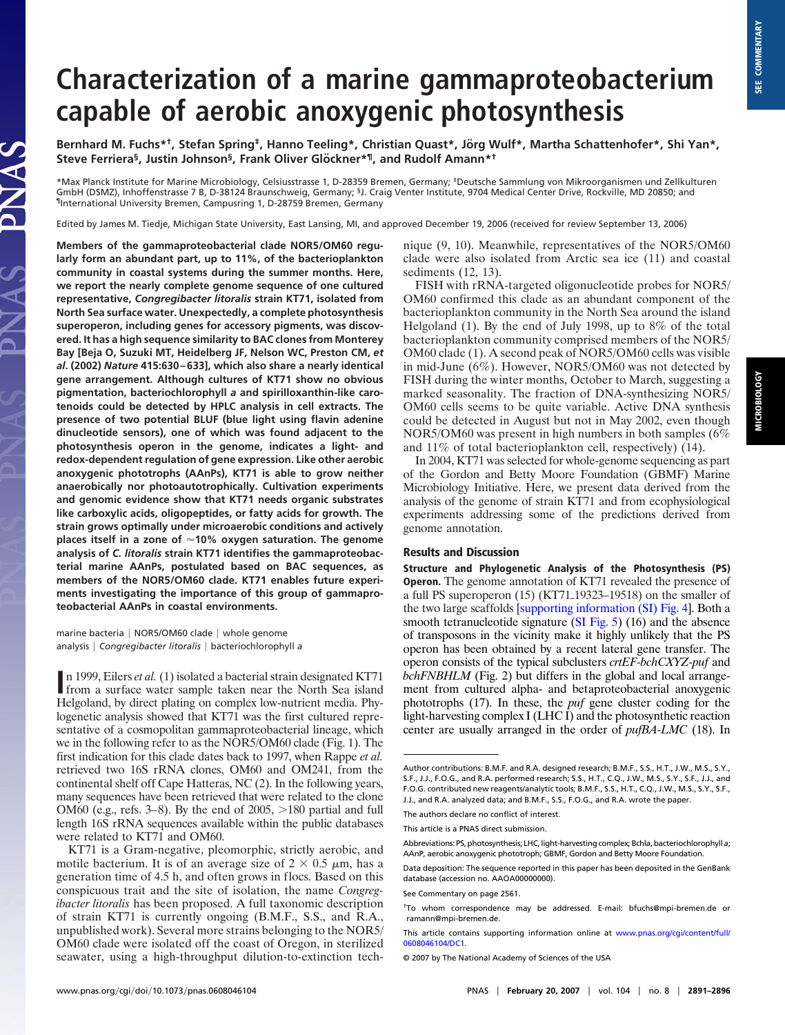# Characterization of a marine gammaproteobacterium capable of aerobic anoxygenic photosynthesis

**Bernhard M. Fuchs*†, Stefan Spring‡, Hanno Teeling*, Christian Quast*, Jörg Wulf*, Martha Schattenhofer*, Shi Yan*, Steve Ferriera§, Justin Johnson§, Frank Oliver Glöckner*¶, and Rudolf Amann*†**

*Max Planck Institute for Marine Microbiology, Celsiusstrasse 1, D-28359 Bremen, Germany; ‡Deutsche Sammlung von Mikroorganismen und Zellkulturen GmbH (DSMZ), Inhoffenstrasse 7 B, D-38124 Braunschweig, Germany; §J. Craig Venter Institute, 9704 Medical Center Drive, Rockville, MD 20850; and ¶International University Bremen, Campusring 1, D-28759 Bremen, Germany

Edited by James M. Tiedje, Michigan State University, East Lansing, MI, and approved December 19, 2006 (received for review September 13, 2006)

**Members of the gammaproteobacterial clade NOR5/OM60 regularly form an abundant part, up to 11%, of the bacterioplankton community in coastal systems during the summer months. Here, we report the nearly complete genome sequence of one cultured representative, *Congregibacter litoralis* strain KT71, isolated from North Sea surface water. Unexpectedly, a complete photosynthesis superoperon, including genes for accessory pigments, was discovered. It has a high sequence similarity to BAC clones from Monterey Bay [Beja O, Suzuki MT, Heidelberg JF, Nelson WC, Preston CM, *et al*. (2002) *Nature* 415:630–633], which also share a nearly identical gene arrangement. Although cultures of KT71 show no obvious pigmentation, bacteriochlorophyll *a* and spirilloxanthin-like carotenoids could be detected by HPLC analysis in cell extracts. The presence of two potential BLUF (blue light using flavin adenine dinucleotide sensors), one of which was found adjacent to the photosynthesis operon in the genome, indicates a light- and redox-dependent regulation of gene expression. Like other aerobic anoxygenic phototrophs (AAnPs), KT71 is able to grow neither anaerobically nor photoautotrophically. Cultivation experiments and genomic evidence show that KT71 needs organic substrates like carboxylic acids, oligopeptides, or fatty acids for growth. The strain grows optimally under microaerobic conditions and actively places itself in a zone of ≈10% oxygen saturation. The genome analysis of *C. litoralis* strain KT71 identifies the gammaproteobacterial marine AAnPs, postulated based on BAC sequences, as members of the NOR5/OM60 clade. KT71 enables future experiments investigating the importance of this group of gammaproteobacterial AAnPs in coastal environments.**

marine bacteria | NOR5/OM60 clade | whole genome analysis | *Congregibacter litoralis* | bacteriochlorophyll *a*

In 1999, Eilers *et al.* (1) isolated a bacterial strain designated KT71 from a surface water sample taken near the North Sea island Helgoland, by direct plating on complex low-nutrient media. Phylogenetic analysis showed that KT71 was the first cultured representative of a cosmopolitan gammaproteobacterial lineage, which we in the following refer to as the NOR5/OM60 clade (Fig. 1). The first indication for this clade dates back to 1997, when Rappe *et al.* retrieved two 16S rRNA clones, OM60 and OM241, from the continental shelf off Cape Hatteras, NC (2). In the following years, many sequences have been retrieved that were related to the clone OM60 (e.g., refs. 3–8). By the end of 2005, >180 partial and full length 16S rRNA sequences available within the public databases were related to KT71 and OM60.

KT71 is a Gram-negative, pleomorphic, strictly aerobic, and motile bacterium. It is of an average size of $2 \times 0.5$ μm, has a generation time of 4.5 h, and often grows in flocs. Based on this conspicuous trait and the site of isolation, the name *Congregibacter litoralis* has been proposed. A full taxonomic description of strain KT71 is currently ongoing (B.M.F., S.S., and R.A., unpublished work). Several more strains belonging to the NOR5/OM60 clade were isolated off the coast of Oregon, in sterilized seawater, using a high-throughput dilution-to-extinction technique (9, 10). Meanwhile, representatives of the NOR5/OM60 clade were also isolated from Arctic sea ice (11) and coastal sediments (12, 13).

FISH with rRNA-targeted oligonucleotide probes for NOR5/OM60 confirmed this clade as an abundant component of the bacterioplankton community in the North Sea around the island Helgoland (1). By the end of July 1998, up to 8% of the total bacterioplankton community comprised members of the NOR5/OM60 clade (1). A second peak of NOR5/OM60 cells was visible in mid-June (6%). However, NOR5/OM60 was not detected by FISH during the winter months, October to March, suggesting a marked seasonality. The fraction of DNA-synthesizing NOR5/OM60 cells seems to be quite variable. Active DNA synthesis could be detected in August but not in May 2002, even though NOR5/OM60 was present in high numbers in both samples (6% and 11% of total bacterioplankton cell, respectively) (14).

In 2004, KT71 was selected for whole-genome sequencing as part of the Gordon and Betty Moore Foundation (GBMF) Marine Microbiology Initiative. Here, we present data derived from the analysis of the genome of strain KT71 and from ecophysiological experiments addressing some of the predictions derived from genome annotation.

## Results and Discussion

**Structure and Phylogenetic Analysis of the Photosynthesis (PS) Operon.** The genome annotation of KT71 revealed the presence of a full PS superoperon (15) (KT71_19323–19518) on the smaller of the two large scaffolds [supporting information (SI) Fig. 4]. Both a smooth tetranucleotide signature (SI Fig. 5) (16) and the absence of transposons in the vicinity make it highly unlikely that the PS operon has been obtained by a recent lateral gene transfer. The operon consists of the typical subclusters *crtEF-bchCXYZ-puf* and *bchFNBHLM* (Fig. 2) but differs in the global and local arrangement from cultured alpha- and betaproteobacterial anoxygenic phototrophs (17). In these, the *puf* gene cluster coding for the light-harvesting complex I (LHC I) and the photosynthetic reaction center are usually arranged in the order of *pufBA-LMC* (18). In

Author contributions: B.M.F. and R.A. designed research; B.M.F., S.S., H.T., J.W., M.S., S.Y., S.F., J.J., F.O.G., and R.A. performed research; S.S., H.T., C.Q., J.W., M.S., S.Y., S.F., J.J., and F.O.G. contributed new reagents/analytic tools; B.M.F., S.S., H.T., C.Q., J.W., M.S., S.Y., S.F., J.J., and R.A. analyzed data; and B.M.F., S.S., F.O.G., and R.A. wrote the paper.

The authors declare no conflict of interest.

This article is a PNAS direct submission.

Abbreviations: PS, photosynthesis; LHC, light-harvesting complex; Bchla, bacteriochlorophyll *a*; AAnP, aerobic anoxygenic phototroph; GBMF, Gordon and Betty Moore Foundation.

Data deposition: The sequence reported in this paper has been deposited in the GenBank database (accession no. AAOA00000000).

See Commentary on page 2561.

†To whom correspondence may be addressed. E-mail: bfuchs@mpi-bremen.de or ramann@mpi-bremen.de.

This article contains supporting information online at www.pnas.org/cgi/content/full/0608046104/DC1.

© 2007 by The National Academy of Sciences of the USA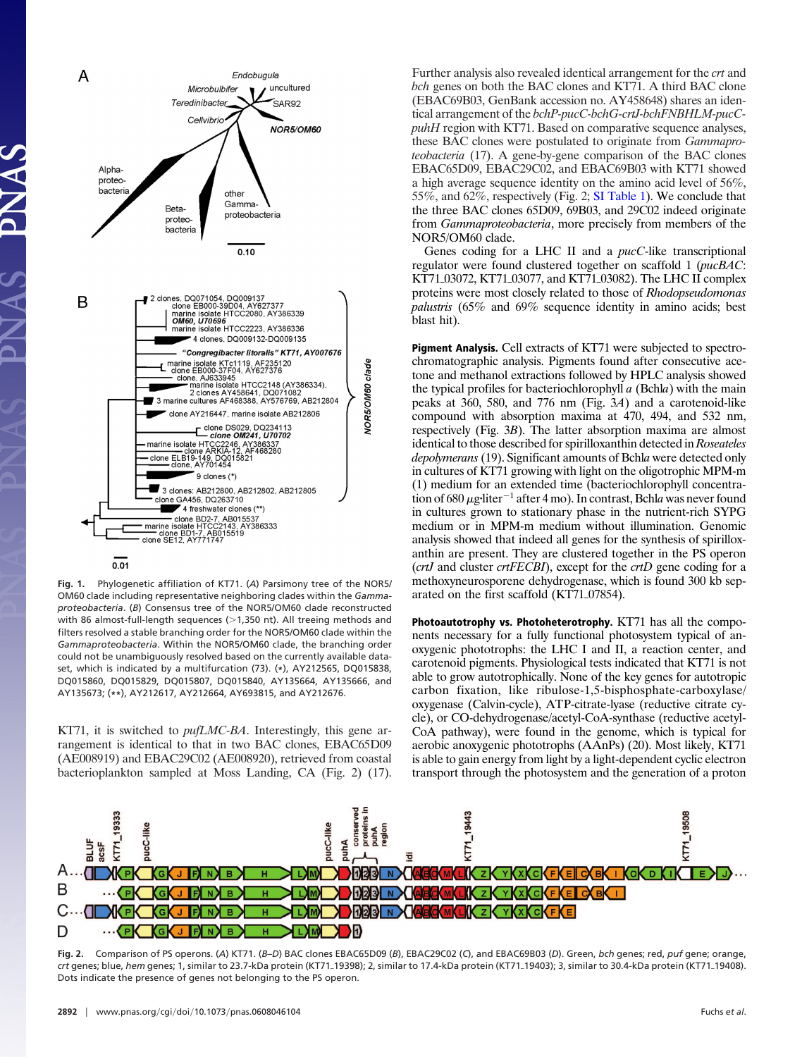Fig. 1. Phylogenetic affiliation of KT71. (*A*) Parsimony tree of the NOR5/OM60 clade including representative neighboring clades within the *Gammaproteobacteria*. (*B*) Consensus tree of the NOR5/OM60 clade reconstructed with 86 almost-full-length sequences (>1,350 nt). All treeing methods and filters resolved a stable branching order for the NOR5/OM60 clade within the *Gammaproteobacteria*. Within the NOR5/OM60 clade, the branching order could not be unambiguously resolved based on the currently available dataset, which is indicated by a multifurcation (73). (*), AY212565, DQ015838, DQ015860, DQ015829, DQ015807, DQ015840, AY135664, AY135666, and AY135673; (**), AY212617, AY212664, AY693815, and AY212676.

KT71, it is switched to *pufLMC-BA*. Interestingly, this gene arrangement is identical to that in two BAC clones, EBAC65D09 (AE008919) and EBAC29C02 (AE008920), retrieved from coastal bacterioplankton sampled at Moss Landing, CA (Fig. 2) (17). Further analysis also revealed identical arrangement for the *crt* and *bch* genes on both the BAC clones and KT71. A third BAC clone (EBAC69B03, GenBank accession no. AY458648) shares an identical arrangement of the *bchP-pucC-bchG-crtJ-bchFNBHLM-pucC-puhH* region with KT71. Based on comparative sequence analyses, these BAC clones were postulated to originate from *Gammaproteobacteria* (17). A gene-by-gene comparison of the BAC clones EBAC65D09, EBAC29C02, and EBAC69B03 with KT71 showed a high average sequence identity on the amino acid level of 56%, 55%, and 62%, respectively (Fig. 2; SI Table 1). We conclude that the three BAC clones 65D09, 69B03, and 29C02 indeed originate from *Gammaproteobacteria*, more precisely from members of the NOR5/OM60 clade.

Genes coding for a LHC II and a *pucC*-like transcriptional regulator were found clustered together on scaffold 1 (*pucBAC*: KT71_03072, KT71_03077, and KT71_03082). The LHC II complex proteins were most closely related to those of *Rhodopseudomonas palustris* (65% and 69% sequence identity in amino acids; best blast hit).

**Pigment Analysis.** Cell extracts of KT71 were subjected to spectrochromatographic analysis. Pigments found after consecutive acetone and methanol extractions followed by HPLC analysis showed the typical profiles for bacteriochlorophyll *a* (Bchl*a*) with the main peaks at 360, 580, and 776 nm (Fig. 3*A*) and a carotenoid-like compound with absorption maxima at 470, 494, and 532 nm, respectively (Fig. 3*B*). The latter absorption maxima are almost identical to those described for spirilloxanthin detected in *Roseateles depolymerans* (19). Significant amounts of Bchl*a* were detected only in cultures of KT71 growing with light on the oligotrophic MPM-m (1) medium for an extended time (bacteriochlorophyll concentration of 680 $\mu$g·liter$^{-1}$ after 4 mo). In contrast, Bchl*a* was never found in cultures grown to stationary phase in the nutrient-rich SYPG medium or in MPM-m medium without illumination. Genomic analysis showed that indeed all genes for the synthesis of spirilloxanthin are present. They are clustered together in the PS operon (*crtJ* and cluster *crtFECBI*), except for the *crtD* gene coding for a methoxyneurosporene dehydrogenase, which is found 300 kb separated on the first scaffold (KT71_07854).

**Photoautotrophy vs. Photoheterotrophy.** KT71 has all the components necessary for a fully functional photosystem typical of anoxygenic phototrophs: the LHC I and II, a reaction center, and carotenoid pigments. Physiological tests indicated that KT71 is not able to grow autotrophically. None of the key genes for autotropic carbon fixation, like ribulose-1,5-bisphosphate-carboxylase/oxygenase (Calvin-cycle), ATP-citrate-lyase (reductive citrate cycle), or CO-dehydrogenase/acetyl-CoA-synthase (reductive acetyl-CoA pathway), were found in the genome, which is typical for aerobic anoxygenic phototrophs (AAnPs) (20). Most likely, KT71 is able to gain energy from light by a light-dependent cyclic electron transport through the photosystem and the generation of a proton

Fig. 2. Comparison of PS operons. (*A*) KT71. (*B*–*D*) BAC clones EBAC65D09 (*B*), EBAC29C02 (*C*), and EBAC69B03 (*D*). Green, *bch* genes; red, *puf* gene; orange, *crt* genes; blue, *hem* genes; 1, similar to 23.7-kDa protein (KT71_19398); 2, similar to 17.4-kDa protein (KT71_19403); 3, similar to 30.4-kDa protein (KT71_19408). Dots indicate the presence of genes not belonging to the PS operon.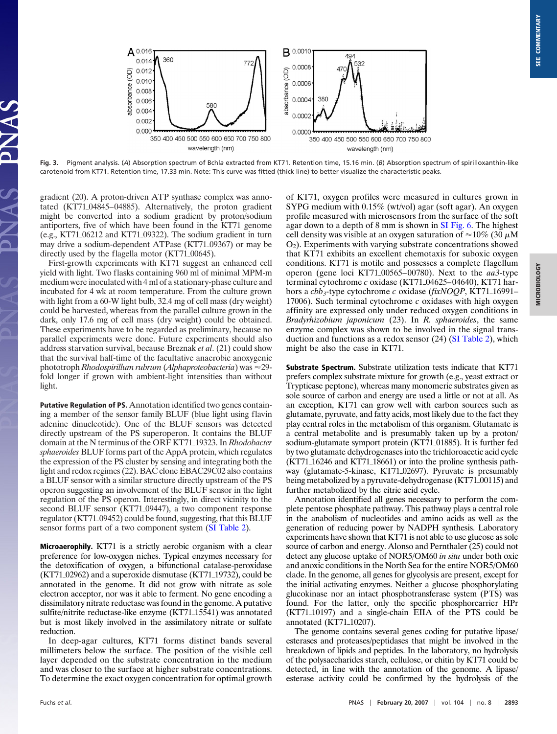Fig. 3. Pigment analysis. (*A*) Absorption spectrum of Bchla extracted from KT71. Retention time, 15.16 min. (*B*) Absorption spectrum of spirilloxanthin-like carotenoid from KT71. Retention time, 17.33 min. Note: This curve was fitted (thick line) to better visualize the characteristic peaks.

gradient (20). A proton-driven ATP synthase complex was annotated (KT71_04845–04885). Alternatively, the proton gradient might be converted into a sodium gradient by proton/sodium antiporters, five of which have been found in the KT71 genome (e.g., KT71_06212 and KT71_09322). The sodium gradient in turn may drive a sodium-dependent ATPase (KT71_09367) or may be directly used by the flagella motor (KT71_00645).

First-growth experiments with KT71 suggest an enhanced cell yield with light. Two flasks containing 960 ml of minimal MPM-m medium were inoculated with 4 ml of a stationary-phase culture and incubated for 4 wk at room temperature. From the culture grown with light from a 60-W light bulb, 32.4 mg of cell mass (dry weight) could be harvested, whereas from the parallel culture grown in the dark, only 17.6 mg of cell mass (dry weight) could be obtained. These experiments have to be regarded as preliminary, because no parallel experiments were done. Future experiments should also address starvation survival, because Breznak *et al*. (21) could show that the survival half-time of the facultative anaerobic anoxygenic phototroph *Rhodospirillum rubrum* (*Alphaproteobacteria*) was ≈29-fold longer if grown with ambient-light intensities than without light.

**Putative Regulation of PS.** Annotation identified two genes containing a member of the sensor family BLUF (blue light using flavin adenine dinucleotide). One of the BLUF sensors was detected directly upstream of the PS superoperon. It contains the BLUF domain at the N terminus of the ORF KT71_19323. In *Rhodobacter sphaeroides* BLUF forms part of the AppA protein, which regulates the expression of the PS cluster by sensing and integrating both the light and redox regimes (22). BAC clone EBAC29C02 also contains a BLUF sensor with a similar structure directly upstream of the PS operon suggesting an involvement of the BLUF sensor in the light regulation of the PS operon. Interestingly, in direct vicinity to the second BLUF sensor (KT71_09447), a two component response regulator (KT71_09452) could be found, suggesting, that this BLUF sensor forms part of a two component system (SI Table 2).

**Microaerophily.** KT71 is a strictly aerobic organism with a clear preference for low-oxygen niches. Typical enzymes necessary for the detoxification of oxygen, a bifunctional catalase-peroxidase (KT71_02962) and a superoxide dismutase (KT71_19732), could be annotated in the genome. It did not grow with nitrate as sole electron acceptor, nor was it able to ferment. No gene encoding a dissimilatory nitrate reductase was found in the genome. A putative sulfite/nitrite reductase-like enzyme (KT71_15541) was annotated but is most likely involved in the assimilatory nitrate or sulfate reduction.

In deep-agar cultures, KT71 forms distinct bands several millimeters below the surface. The position of the visible cell layer depended on the substrate concentration in the medium and was closer to the surface at higher substrate concentrations. To determine the exact oxygen concentration for optimal growth of KT71, oxygen profiles were measured in cultures grown in SYPG medium with 0.15% (wt/vol) agar (soft agar). An oxygen profile measured with microsensors from the surface of the soft agar down to a depth of 8 mm is shown in SI Fig. 6. The highest cell density was visible at an oxygen saturation of ≈10% (30 μM $O_2$). Experiments with varying substrate concentrations showed that KT71 exhibits an excellent chemotaxis for suboxic oxygen conditions. KT71 is motile and possesses a complete flagellum operon (gene loci KT71_00565–00780). Next to the *aa3*-type terminal cytochrome *c* oxidase (KT71_04625–04640), KT71 harbors a $cbb_3$-type cytochrome *c* oxidase (*fixNOQP*, KT71_16991–17006). Such terminal cytochrome *c* oxidases with high oxygen affinity are expressed only under reduced oxygen conditions in *Bradyrhizobium japonicum* (23). In *R. sphaeroides*, the same enzyme complex was shown to be involved in the signal transduction and functions as a redox sensor (24) (SI Table 2), which might be also the case in KT71.

**Substrate Spectrum.** Substrate utilization tests indicate that KT71 prefers complex substrate mixture for growth (e.g., yeast extract or Trypticase peptone), whereas many monomeric substrates given as sole source of carbon and energy are used a little or not at all. As an exception, KT71 can grow well with carbon sources such as glutamate, pyruvate, and fatty acids, most likely due to the fact they play central roles in the metabolism of this organism. Glutamate is a central metabolite and is presumably taken up by a proton/sodium-glutamate symport protein (KT71_01885). It is further fed by two glutamate dehydrogenases into the trichloroacetic acid cycle (KT71_16246 and KT71_18661) or into the proline synthesis pathway (glutamate-5-kinase, KT71_02697). Pyruvate is presumably being metabolized by a pyruvate-dehydrogenase (KT71_00115) and further metabolized by the citric acid cycle.

Annotation identified all genes necessary to perform the complete pentose phosphate pathway. This pathway plays a central role in the anabolism of nucleotides and amino acids as well as the generation of reducing power by NADPH synthesis. Laboratory experiments have shown that KT71 is not able to use glucose as sole source of carbon and energy. Alonso and Pernthaler (25) could not detect any glucose uptake of NOR5/OM60 *in situ* under both oxic and anoxic conditions in the North Sea for the entire NOR5/OM60 clade. In the genome, all genes for glycolysis are present, except for the initial activating enzymes. Neither a glucose phosphorylating glucokinase nor an intact phosphotransferase system (PTS) was found. For the latter, only the specific phosphorcarrier HPr (KT71_10197) and a single-chain EIIA of the PTS could be annotated (KT71_10207).

The genome contains several genes coding for putative lipase/esterases and proteases/peptidases that might be involved in the breakdown of lipids and peptides. In the laboratory, no hydrolysis of the polysaccharides starch, cellulose, or chitin by KT71 could be detected, in line with the annotation of the genome. A lipase/esterase activity could be confirmed by the hydrolysis of the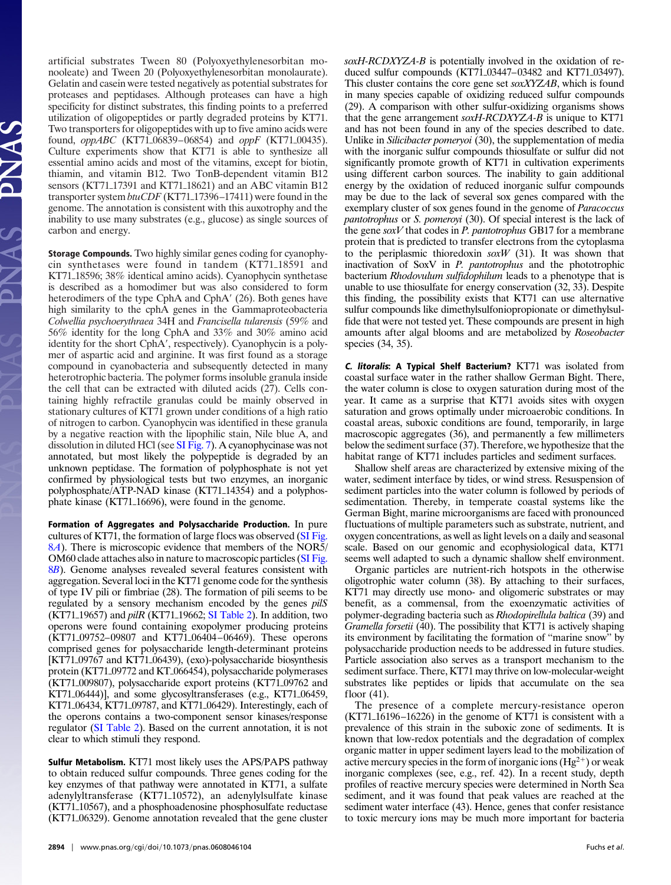artificial substrates Tween 80 (Polyoxyethylenesorbitan monooleate) and Tween 20 (Polyoxyethylenesorbitan monolaurate). Gelatin and casein were tested negatively as potential substrates for proteases and peptidases. Although proteases can have a high specificity for distinct substrates, this finding points to a preferred utilization of oligopeptides or partly degraded proteins by KT71. Two transporters for oligopeptides with up to five amino acids were found, *oppABC* (KT71_06839–06854) and *oppF* (KT71_00435). Culture experiments show that KT71 is able to synthesize all essential amino acids and most of the vitamins, except for biotin, thiamin, and vitamin B12. Two TonB-dependent vitamin B12 sensors (KT71_17391 and KT71_18621) and an ABC vitamin B12 transporter system *btuCDF* (KT71_17396–17411) were found in the genome. The annotation is consistent with this auxotrophy and the inability to use many substrates (e.g., glucose) as single sources of carbon and energy.

**Storage Compounds.** Two highly similar genes coding for cyanophycin synthetases were found in tandem (KT71_18591 and KT71_18596; 38% identical amino acids). Cyanophycin synthetase is described as a homodimer but was also considered to form heterodimers of the type CphA and CphA′ (26). Both genes have high similarity to the cphA genes in the Gammaproteobacteria *Colwellia psychroerythraea* 34H and *Francisella tularensis* (59% and 56% identity for the long CphA and 33% and 30% amino acid identity for the short CphA′, respectively). Cyanophycin is a polymer of aspartic acid and arginine. It was first found as a storage compound in cyanobacteria and subsequently detected in many heterotrophic bacteria. The polymer forms insoluble granula inside the cell that can be extracted with diluted acids (27). Cells containing highly refractile granulas could be mainly observed in stationary cultures of KT71 grown under conditions of a high ratio of nitrogen to carbon. Cyanophycin was identified in these granula by a negative reaction with the lipophilic stain, Nile blue A, and dissolution in diluted HCl (see SI Fig. 7). A cyanophycinase was not annotated, but most likely the polypeptide is degraded by an unknown peptidase. The formation of polyphosphate is not yet confirmed by physiological tests but two enzymes, an inorganic polyphosphate/ATP-NAD kinase (KT71_14354) and a polyphosphate kinase (KT71_16696), were found in the genome.

**Formation of Aggregates and Polysaccharide Production.** In pure cultures of KT71, the formation of large flocs was observed (SI Fig. 8*A*). There is microscopic evidence that members of the NOR5/OM60 clade attaches also in nature to macroscopic particles (SI Fig. 8*B*). Genome analyses revealed several features consistent with aggregation. Several loci in the KT71 genome code for the synthesis of type IV pili or fimbriae (28). The formation of pili seems to be regulated by a sensory mechanism encoded by the genes *pilS* (KT71_19657) and *pilR* (KT71_19662; SI Table 2). In addition, two operons were found containing exopolymer producing proteins (KT71_09752–09807 and KT71_06404–06469). These operons comprised genes for polysaccharide length-determinant proteins [KT71_09767 and KT71_06439), (exo)-polysaccharide biosynthesis protein (KT71_09772 and KT_066454), polysaccharide polymerases (KT71_009807), polysaccharide export proteins (KT71_09762 and KT71_06444)], and some glycosyltransferases (e.g., KT71_06459, KT71_06434, KT71_09787, and KT71_06429). Interestingly, each of the operons contains a two-component sensor kinases/response regulator (SI Table 2). Based on the current annotation, it is not clear to which stimuli they respond.

**Sulfur Metabolism.** KT71 most likely uses the APS/PAPS pathway to obtain reduced sulfur compounds. Three genes coding for the key enzymes of that pathway were annotated in KT71, a sulfate adenylyltransferase (KT71_10572), an adenylylsulfate kinase (KT71_10567), and a phosphoadenosine phosphosulfate reductase (KT71_06329). Genome annotation revealed that the gene cluster *soxH-RCDXYZA-B* is potentially involved in the oxidation of reduced sulfur compounds (KT71_03447–03482 and KT71_03497). This cluster contains the core gene set *soxXYZAB*, which is found in many species capable of oxidizing reduced sulfur compounds (29). A comparison with other sulfur-oxidizing organisms shows that the gene arrangement *soxH-RCDXYZA-B* is unique to KT71 and has not been found in any of the species described to date. Unlike in *Silicibacter pomeryoi* (30), the supplementation of media with the inorganic sulfur compounds thiosulfate or sulfur did not significantly promote growth of KT71 in cultivation experiments using different carbon sources. The inability to gain additional energy by the oxidation of reduced inorganic sulfur compounds may be due to the lack of several sox genes compared with the exemplary cluster of sox genes found in the genome of *Paracoccus pantotrophus* or *S. pomeroyi* (30). Of special interest is the lack of the gene *soxV* that codes in *P. pantotrophus* GB17 for a membrane protein that is predicted to transfer electrons from the cytoplasma to the periplasmic thioredoxin *soxW* (31). It was shown that inactivation of SoxV in *P. pantotrophus* and the phototrophic bacterium *Rhodovulum sulfidophilum* leads to a phenotype that is unable to use thiosulfate for energy conservation (32, 33). Despite this finding, the possibility exists that KT71 can use alternative sulfur compounds like dimethylsulfoniopropionate or dimethylsulfide that were not tested yet. These compounds are present in high amounts after algal blooms and are metabolized by *Roseobacter* species (34, 35).

***C. litoralis*: A Typical Shelf Bacterium?** KT71 was isolated from coastal surface water in the rather shallow German Bight. There, the water column is close to oxygen saturation during most of the year. It came as a surprise that KT71 avoids sites with oxygen saturation and grows optimally under microaerobic conditions. In coastal areas, suboxic conditions are found, temporarily, in large macroscopic aggregates (36), and permanently a few millimeters below the sediment surface (37). Therefore, we hypothesize that the habitat range of KT71 includes particles and sediment surfaces.

Shallow shelf areas are characterized by extensive mixing of the water, sediment interface by tides, or wind stress. Resuspension of sediment particles into the water column is followed by periods of sedimentation. Thereby, in temperate coastal systems like the German Bight, marine microorganisms are faced with pronounced fluctuations of multiple parameters such as substrate, nutrient, and oxygen concentrations, as well as light levels on a daily and seasonal scale. Based on our genomic and ecophysiological data, KT71 seems well adapted to such a dynamic shallow shelf environment.

Organic particles are nutrient-rich hotspots in the otherwise oligotrophic water column (38). By attaching to their surfaces, KT71 may directly use mono- and oligomeric substrates or may benefit, as a commensal, from the exoenzymatic activities of polymer-degrading bacteria such as *Rhodopirellula baltica* (39) and *Gramella forsetii* (40). The possibility that KT71 is actively shaping its environment by facilitating the formation of "marine snow" by polysaccharide production needs to be addressed in future studies. Particle association also serves as a transport mechanism to the sediment surface. There, KT71 may thrive on low-molecular-weight substrates like peptides or lipids that accumulate on the sea floor (41).

The presence of a complete mercury-resistance operon (KT71_16196–16226) in the genome of KT71 is consistent with a prevalence of this strain in the suboxic zone of sediments. It is known that low-redox potentials and the degradation of complex organic matter in upper sediment layers lead to the mobilization of active mercury species in the form of inorganic ions ($Hg^{2+}$) or weak inorganic complexes (see, e.g., ref. 42). In a recent study, depth profiles of reactive mercury species were determined in North Sea sediment, and it was found that peak values are reached at the sediment water interface (43). Hence, genes that confer resistance to toxic mercury ions may be much more important for bacteria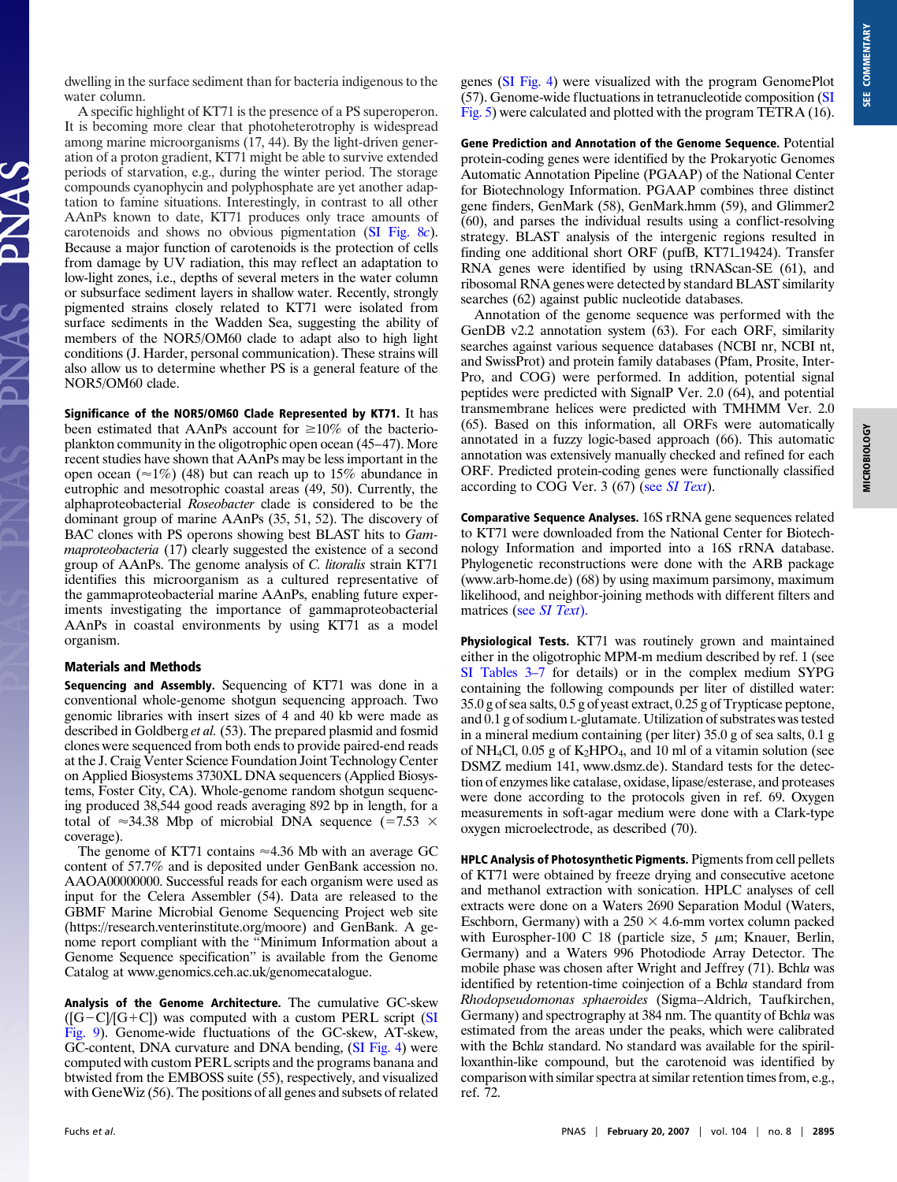dwelling in the surface sediment than for bacteria indigenous to the water column.

A specific highlight of KT71 is the presence of a PS superoperon. It is becoming more clear that photoheterotrophy is widespread among marine microorganisms (17, 44). By the light-driven generation of a proton gradient, KT71 might be able to survive extended periods of starvation, e.g., during the winter period. The storage compounds cyanophycin and polyphosphate are yet another adaptation to famine situations. Interestingly, in contrast to all other AAnPs known to date, KT71 produces only trace amounts of carotenoids and shows no obvious pigmentation (SI Fig. 8*c*). Because a major function of carotenoids is the protection of cells from damage by UV radiation, this may reflect an adaptation to low-light zones, i.e., depths of several meters in the water column or subsurface sediment layers in shallow water. Recently, strongly pigmented strains closely related to KT71 were isolated from surface sediments in the Wadden Sea, suggesting the ability of members of the NOR5/OM60 clade to adapt also to high light conditions (J. Harder, personal communication). These strains will also allow us to determine whether PS is a general feature of the NOR5/OM60 clade.

**Significance of the NOR5/OM60 Clade Represented by KT71.** It has been estimated that AAnPs account for ≥10% of the bacterioplankton community in the oligotrophic open ocean (45–47). More recent studies have shown that AAnPs may be less important in the open ocean (≈1%) (48) but can reach up to 15% abundance in eutrophic and mesotrophic coastal areas (49, 50). Currently, the alphaproteobacterial *Roseobacter* clade is considered to be the dominant group of marine AAnPs (35, 51, 52). The discovery of BAC clones with PS operons showing best BLAST hits to *Gammaproteobacteria* (17) clearly suggested the existence of a second group of AAnPs. The genome analysis of *C. litoralis* strain KT71 identifies this microorganism as a cultured representative of the gammaproteobacterial marine AAnPs, enabling future experiments investigating the importance of gammaproteobacterial AAnPs in coastal environments by using KT71 as a model organism.

## Materials and Methods

**Sequencing and Assembly.** Sequencing of KT71 was done in a conventional whole-genome shotgun sequencing approach. Two genomic libraries with insert sizes of 4 and 40 kb were made as described in Goldberg *et al.* (53). The prepared plasmid and fosmid clones were sequenced from both ends to provide paired-end reads at the J. Craig Venter Science Foundation Joint Technology Center on Applied Biosystems 3730XL DNA sequencers (Applied Biosystems, Foster City, CA). Whole-genome random shotgun sequencing produced 38,544 good reads averaging 892 bp in length, for a total of ≈34.38 Mbp of microbial DNA sequence (=7.53 × coverage).

The genome of KT71 contains ≈4.36 Mb with an average GC content of 57.7% and is deposited under GenBank accession no. AAOA00000000. Successful reads for each organism were used as input for the Celera Assembler (54). Data are released to the GBMF Marine Microbial Genome Sequencing Project web site (https://research.venterinstitute.org/moore) and GenBank. A genome report compliant with the "Minimum Information about a Genome Sequence specification" is available from the Genome Catalog at www.genomics.ceh.ac.uk/genomecatalogue.

**Analysis of the Genome Architecture.** The cumulative GC-skew ([G−C]/[G+C]) was computed with a custom PERL script (SI Fig. 9). Genome-wide fluctuations of the GC-skew, AT-skew, GC-content, DNA curvature and DNA bending, (SI Fig. 4) were computed with custom PERL scripts and the programs banana and btwisted from the EMBOSS suite (55), respectively, and visualized with GeneWiz (56). The positions of all genes and subsets of related genes (SI Fig. 4) were visualized with the program GenomePlot (57). Genome-wide fluctuations in tetranucleotide composition (SI Fig. 5) were calculated and plotted with the program TETRA (16).

**Gene Prediction and Annotation of the Genome Sequence.** Potential protein-coding genes were identified by the Prokaryotic Genomes Automatic Annotation Pipeline (PGAAP) of the National Center for Biotechnology Information. PGAAP combines three distinct gene finders, GenMark (58), GenMark.hmm (59), and Glimmer2 (60), and parses the individual results using a conflict-resolving strategy. BLAST analysis of the intergenic regions resulted in finding one additional short ORF (pufB, KT71_19424). Transfer RNA genes were identified by using tRNAScan-SE (61), and ribosomal RNA genes were detected by standard BLAST similarity searches (62) against public nucleotide databases.

Annotation of the genome sequence was performed with the GenDB v2.2 annotation system (63). For each ORF, similarity searches against various sequence databases (NCBI nr, NCBI nt, and SwissProt) and protein family databases (Pfam, Prosite, InterPro, and COG) were performed. In addition, potential signal peptides were predicted with SignalP Ver. 2.0 (64), and potential transmembrane helices were predicted with TMHMM Ver. 2.0 (65). Based on this information, all ORFs were automatically annotated in a fuzzy logic-based approach (66). This automatic annotation was extensively manually checked and refined for each ORF. Predicted protein-coding genes were functionally classified according to COG Ver. 3 (67) (see *SI Text*).

**Comparative Sequence Analyses.** 16S rRNA gene sequences related to KT71 were downloaded from the National Center for Biotechnology Information and imported into a 16S rRNA database. Phylogenetic reconstructions were done with the ARB package (www.arb-home.de) (68) by using maximum parsimony, maximum likelihood, and neighbor-joining methods with different filters and matrices (see *SI Text*).

**Physiological Tests.** KT71 was routinely grown and maintained either in the oligotrophic MPM-m medium described by ref. 1 (see SI Tables 3–7 for details) or in the complex medium SYPG containing the following compounds per liter of distilled water: 35.0 g of sea salts, 0.5 g of yeast extract, 0.25 g of Trypticase peptone, and 0.1 g of sodium L-glutamate. Utilization of substrates was tested in a mineral medium containing (per liter) 35.0 g of sea salts, 0.1 g of $NH_4Cl$, 0.05 g of $K_2HPO_4$, and 10 ml of a vitamin solution (see DSMZ medium 141, www.dsmz.de). Standard tests for the detection of enzymes like catalase, oxidase, lipase/esterase, and proteases were done according to the protocols given in ref. 69. Oxygen measurements in soft-agar medium were done with a Clark-type oxygen microelectrode, as described (70).

**HPLC Analysis of Photosynthetic Pigments.** Pigments from cell pellets of KT71 were obtained by freeze drying and consecutive acetone and methanol extraction with sonication. HPLC analyses of cell extracts were done on a Waters 2690 Separation Modul (Waters, Eschborn, Germany) with a 250 × 4.6-mm vortex column packed with Eurospher-100 C 18 (particle size, 5 μm; Knauer, Berlin, Germany) and a Waters 996 Photodiode Array Detector. The mobile phase was chosen after Wright and Jeffrey (71). Bchl*a* was identified by retention-time coinjection of a Bchl*a* standard from *Rhodopseudomonas sphaeroides* (Sigma–Aldrich, Taufkirchen, Germany) and spectrography at 384 nm. The quantity of Bchl*a* was estimated from the areas under the peaks, which were calibrated with the Bchl*a* standard. No standard was available for the spirilloxanthin-like compound, but the carotenoid was identified by comparison with similar spectra at similar retention times from, e.g., ref. 72.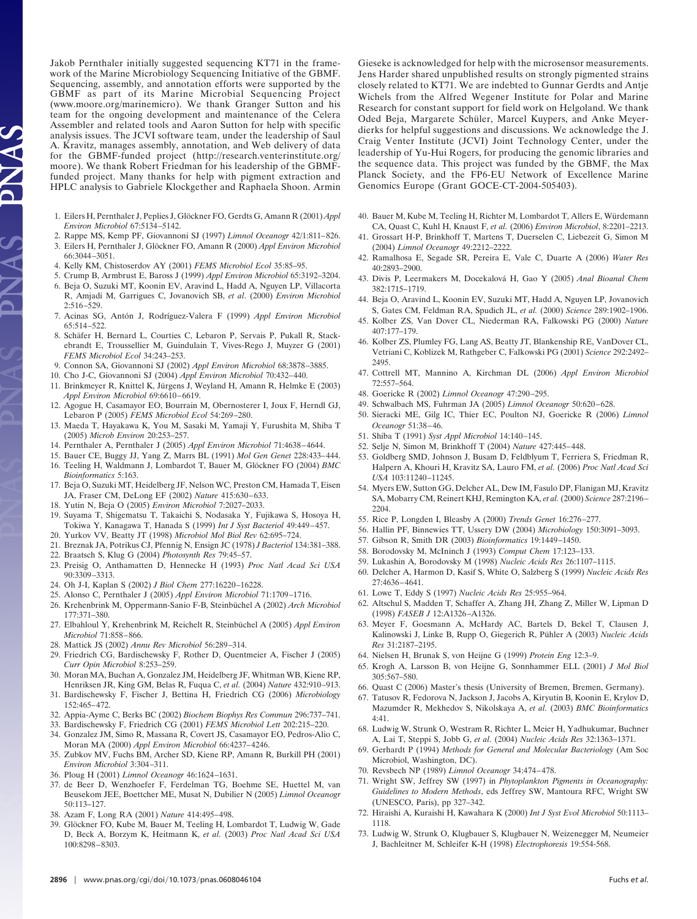Jakob Pernthaler initially suggested sequencing KT71 in the framework of the Marine Microbiology Sequencing Initiative of the GBMF. Sequencing, assembly, and annotation efforts were supported by the GBMF as part of its Marine Microbial Sequencing Project (www.moore.org/marinemicro). We thank Granger Sutton and his team for the ongoing development and maintenance of the Celera Assembler and related tools and Aaron Sutton for help with specific analysis issues. The JCVI software team, under the leadership of Saul A. Kravitz, manages assembly, annotation, and Web delivery of data for the GBMF-funded project (http://research.venterinstitute.org/moore). We thank Robert Friedman for his leadership of the GBMF-funded project. Many thanks for help with pigment extraction and HPLC analysis to Gabriele Klockgether and Raphaela Shoon. Armin Gieseke is acknowledged for help with the microsensor measurements. Jens Harder shared unpublished results on strongly pigmented strains closely related to KT71. We are indebted to Gunnar Gerdts and Antje Wichels from the Alfred Wegener Institute for Polar and Marine Research for constant support for field work on Helgoland. We thank Oded Beja, Margarete Schüler, Marcel Kuypers, and Anke Meyerdierks for helpful suggestions and discussions. We acknowledge the J. Craig Venter Institute (JCVI) Joint Technology Center, under the leadership of Yu-Hui Rogers, for producing the genomic libraries and the sequence data. This project was funded by the GBMF, the Max Planck Society, and the FP6-EU Network of Excellence Marine Genomics Europe (Grant GOCE-CT-2004-505403).

1. Eilers H, Pernthaler J, Peplies J, Glöckner FO, Gerdts G, Amann R (2001) *Appl Environ Microbiol* 67:5134–5142.
2. Rappe MS, Kemp PF, Giovannoni SJ (1997) *Limnol Oceanogr* 42/1:811–826.
3. Eilers H, Pernthaler J, Glöckner FO, Amann R (2000) *Appl Environ Microbiol* 66:3044–3051.
4. Kelly KM, Chistoserdov AY (2001) *FEMS Microbiol Ecol* 35:85–95.
5. Crump B, Armbrust E, Baross J (1999) *Appl Environ Microbiol* 65:3192–3204.
6. Beja O, Suzuki MT, Koonin EV, Aravind L, Hadd A, Nguyen LP, Villacorta R, Amjadi M, Garrigues C, Jovanovich SB, *et al*. (2000) *Environ Microbiol* 2:516–529.
7. Acinas SG, Antón J, Rodríguez-Valera F (1999) *Appl Environ Microbiol* 65:514–522.
8. Schäfer H, Bernard L, Courties C, Lebaron P, Servais P, Pukall R, Stackebrandt E, Troussellier M, Guindulain T, Vives-Rego J, Muyzer G (2001) *FEMS Microbiol Ecol* 34:243–253.
9. Connon SA, Giovannoni SJ (2002) *Appl Environ Microbiol* 68:3878–3885.
10. Cho J-C, Giovannoni SJ (2004) *Appl Environ Microbiol* 70:432–440.
11. Brinkmeyer R, Knittel K, Jürgens J, Weyland H, Amann R, Helmke E (2003) *Appl Environ Microbiol* 69:6610–6619.
12. Agogue H, Casamayor EO, Bourrain M, Obernosterer I, Joux F, Herndl GJ, Lebaron P (2005) *FEMS Microbiol Ecol* 54:269–280.
13. Maeda T, Hayakawa K, You M, Sasaki M, Yamaji Y, Furushita M, Shiba T (2005) *Microb Environ* 20:253–257.
14. Pernthaler A, Pernthaler J (2005) *Appl Environ Microbiol* 71:4638–4644.
15. Bauer CE, Buggy JJ, Yang Z, Marrs BL (1991) *Mol Gen Genet* 228:433–444.
16. Teeling H, Waldmann J, Lombardot T, Bauer M, Glöckner FO (2004) *BMC Bioinformatics* 5:163.
17. Beja O, Suzuki MT, Heidelberg JF, Nelson WC, Preston CM, Hamada T, Eisen JA, Fraser CM, DeLong EF (2002) *Nature* 415:630–633.
18. Yutin N, Beja O (2005) *Environ Microbiol* 7:2027–2033.
19. Suyama T, Shigematsu T, Takaichi S, Nodasaka Y, Fujikawa S, Hosoya H, Tokiwa Y, Kanagawa T, Hanada S (1999) *Int J Syst Bacteriol* 49:449–457.
20. Yurkov VV, Beatty JT (1998) *Microbiol Mol Biol Rev* 62:695–724.
21. Breznak JA, Potrikus CJ, Pfennig N, Ensign JC (1978) *J Bacteriol* 134:381–388.
22. Braatsch S, Klug G (2004) *Photosynth Res* 79:45–57.
23. Preisig O, Anthamatten D, Hennecke H (1993) *Proc Natl Acad Sci USA* 90:3309–3313.
24. Oh J-I, Kaplan S (2002) *J Biol Chem* 277:16220–16228.
25. Alonso C, Pernthaler J (2005) *Appl Environ Microbiol* 71:1709–1716.
26. Krehenbrink M, Oppermann-Sanio F-B, Steinbüchel A (2002) *Arch Microbiol* 177:371–380.
27. Elbahloul Y, Krehenbrink M, Reichelt R, Steinbüchel A (2005) *Appl Environ Microbiol* 71:858–866.
28. Mattick JS (2002) *Annu Rev Microbiol* 56:289–314.
29. Friedrich CG, Bardischewsky F, Rother D, Quentmeier A, Fischer J (2005) *Curr Opin Microbiol* 8:253–259.
30. Moran MA, Buchan A, Gonzalez JM, Heidelberg JF, Whitman WB, Kiene RP, Henriksen JR, King GM, Belas R, Fuqua C, *et al.* (2004) *Nature* 432:910–913.
31. Bardischewsky F, Fischer J, Bettina H, Friedrich CG (2006) *Microbiology* 152:465–472.
32. Appia-Ayme C, Berks BC (2002) *Biochem Biophys Res Commun* 296:737–741.
33. Bardischewsky F, Friedrich CG (2001) *FEMS Microbiol Lett* 202:215–220.
34. Gonzalez JM, Simo R, Massana R, Covert JS, Casamayor EO, Pedros-Alio C, Moran MA (2000) *Appl Environ Microbiol* 66:4237–4246.
35. Zubkov MV, Fuchs BM, Archer SD, Kiene RP, Amann R, Burkill PH (2001) *Environ Microbiol* 3:304–311.
36. Ploug H (2001) *Limnol Oceanogr* 46:1624–1631.
37. de Beer D, Wenzhoefer F, Ferdelman TG, Boehme SE, Huettel M, van Beusekom JEE, Boettcher ME, Musat N, Dubilier N (2005) *Limnol Oceanogr* 50:113–127.
38. Azam F, Long RA (2001) *Nature* 414:495–498.
39. Glöckner FO, Kube M, Bauer M, Teeling H, Lombardot T, Ludwig W, Gade D, Beck A, Borzym K, Heitmann K, *et al.* (2003) *Proc Natl Acad Sci USA* 100:8298–8303.
40. Bauer M, Kube M, Teeling H, Richter M, Lombardot T, Allers E, Würdemann CA, Quast C, Kuhl H, Knaust F, *et al.* (2006) *Environ Microbiol*, 8:2201–2213.
41. Grossart H-P, Brinkhoff T, Martens T, Duerselen C, Liebezeit G, Simon M (2004) *Limnol Oceanogr* 49:2212–2222.
42. Ramalhosa E, Segade SR, Pereira E, Vale C, Duarte A (2006) *Water Res* 40:2893–2900.
43. Divis P, Leermakers M, Docekalová H, Gao Y (2005) *Anal Bioanal Chem* 382:1715–1719.
44. Beja O, Aravind L, Koonin EV, Suzuki MT, Hadd A, Nguyen LP, Jovanovich S, Gates CM, Feldman RA, Spudich JL, *et al.* (2000) *Science* 289:1902–1906.
45. Kolber ZS, Van Dover CL, Niederman RA, Falkowski PG (2000) *Nature* 407:177–179.
46. Kolber ZS, Plumley FG, Lang AS, Beatty JT, Blankenship RE, VanDover CL, Vetriani C, Koblizek M, Rathgeber C, Falkowski PG (2001) *Science* 292:2492–2495.
47. Cottrell MT, Mannino A, Kirchman DL (2006) *Appl Environ Microbiol* 72:557–564.
48. Goericke R (2002) *Limnol Oceanogr* 47:290–295.
49. Schwalbach MS, Fuhrman JA (2005) *Limnol Oceanogr* 50:620–628.
50. Sieracki ME, Gilg IC, Thier EC, Poulton NJ, Goericke R (2006) *Limnol Oceanogr* 51:38–46.
51. Shiba T (1991) *Syst Appl Microbiol* 14:140–145.
52. Selje N, Simon M, Brinkhoff T (2004) *Nature* 427:445–448.
53. Goldberg SMD, Johnson J, Busam D, Feldblyum T, Ferriera S, Friedman R, Halpern A, Khouri H, Kravitz SA, Lauro FM, *et al.* (2006) *Proc Natl Acad Sci USA* 103:11240–11245.
54. Myers EW, Sutton GG, Delcher AL, Dew IM, Fasulo DP, Flanigan MJ, Kravitz SA, Mobarry CM, Reinert KHJ, Remington KA, *et al.* (2000) *Science* 287:2196–2204.
55. Rice P, Longden I, Bleasby A (2000) *Trends Genet* 16:276–277.
56. Hallin PF, Binnewies TT, Ussery DW (2004) *Microbiology* 150:3091–3093.
57. Gibson R, Smith DR (2003) *Bioinformatics* 19:1449–1450.
58. Borodovsky M, McIninch J (1993) *Comput Chem* 17:123–133.
59. Lukashin A, Borodovsky M (1998) *Nucleic Acids Res* 26:1107–1115.
60. Delcher A, Harmon D, Kasif S, White O, Salzberg S (1999) *Nucleic Acids Res* 27:4636–4641.
61. Lowe T, Eddy S (1997) *Nucleic Acids Res* 25:955–964.
62. Altschul S, Madden T, Schaffer A, Zhang JH, Zhang Z, Miller W, Lipman D (1998) *FASEB J* 12:A1326–A1326.
63. Meyer F, Goesmann A, McHardy AC, Bartels D, Bekel T, Clausen J, Kalinowski J, Linke B, Rupp O, Giegerich R, Pühler A (2003) *Nucleic Acids Res* 31:2187–2195.
64. Nielsen H, Brunak S, von Heijne G (1999) *Protein Eng* 12:3–9.
65. Krogh A, Larsson B, von Heijne G, Sonnhammer ELL (2001) *J Mol Biol* 305:567–580.
66. Quast C (2006) Master's thesis (University of Bremen, Bremen, Germany).
67. Tatusov R, Fedorova N, Jackson J, Jacobs A, Kiryutin B, Koonin E, Krylov D, Mazumder R, Mekhedov S, Nikolskaya A, *et al.* (2003) *BMC Bioinformatics* 4:41.
68. Ludwig W, Strunk O, Westram R, Richter L, Meier H, Yadhukumar, Buchner A, Lai T, Steppi S, Jobb G, *et al.* (2004) *Nucleic Acids Res* 32:1363–1371.
69. Gerhardt P (1994) *Methods for General and Molecular Bacteriology* (Am Soc Microbiol, Washington, DC).
70. Revsbech NP (1989) *Limnol Oceanogr* 34:474–478.
71. Wright SW, Jeffrey SW (1997) in *Phytoplankton Pigments in Oceanography: Guidelines to Modern Methods*, eds Jeffrey SW, Mantoura RFC, Wright SW (UNESCO, Paris), pp 327–342.
72. Hiraishi A, Kuraishi H, Kawahara K (2000) *Int J Syst Evol Microbiol* 50:1113–1118.
73. Ludwig W, Strunk O, Klugbauer S, Klugbauer N, Weizenegger M, Neumeier J, Bachleitner M, Schleifer K-H (1998) *Electrophoresis* 19:554-568.